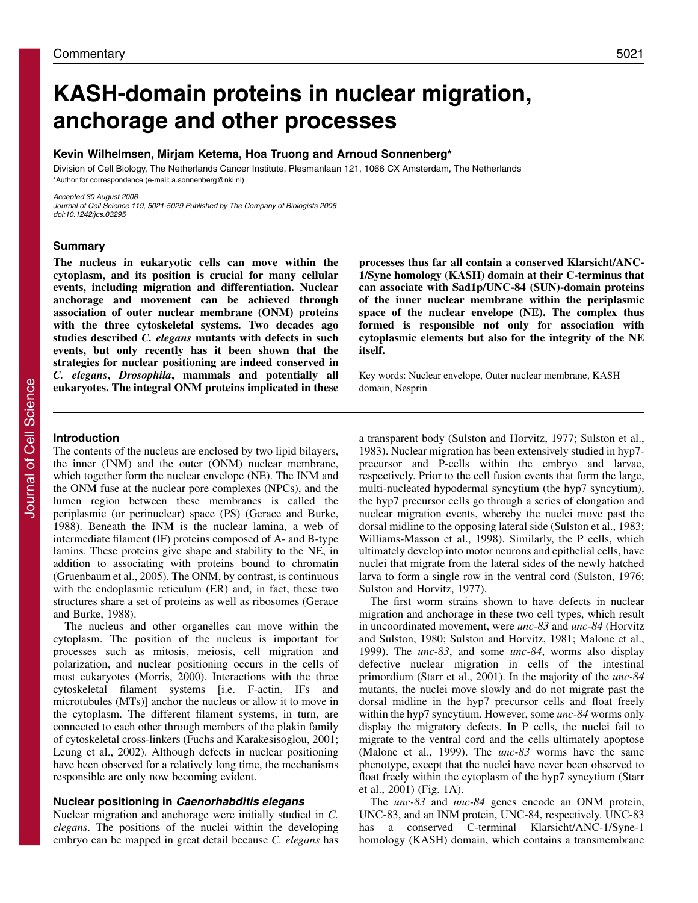Commentary

# KASH-domain proteins in nuclear migration, anchorage and other processes

**Kevin Wilhelmsen, Mirjam Ketema, Hoa Truong and Arnoud Sonnenberg***

Division of Cell Biology, The Netherlands Cancer Institute, Plesmanlaan 121, 1066 CX Amsterdam, The Netherlands
*Author for correspondence (e-mail: a.sonnenberg@nki.nl)

*Accepted 30 August 2006*
*Journal of Cell Science 119, 5021-5029 Published by The Company of Biologists 2006*
*doi:10.1242/jcs.03295*

## Summary

**The nucleus in eukaryotic cells can move within the cytoplasm, and its position is crucial for many cellular events, including migration and differentiation. Nuclear anchorage and movement can be achieved through association of outer nuclear membrane (ONM) proteins with the three cytoskeletal systems. Two decades ago studies described *C. elegans* mutants with defects in such events, but only recently has it been shown that the strategies for nuclear positioning are indeed conserved in *C. elegans*, *Drosophila*, mammals and potentially all eukaryotes. The integral ONM proteins implicated in these processes thus far all contain a conserved Klarsicht/ANC-1/Syne homology (KASH) domain at their C-terminus that can associate with Sad1p/UNC-84 (SUN)-domain proteins of the inner nuclear membrane within the periplasmic space of the nuclear envelope (NE). The complex thus formed is responsible not only for association with cytoplasmic elements but also for the integrity of the NE itself.**

Key words: Nuclear envelope, Outer nuclear membrane, KASH domain, Nesprin

## Introduction

The contents of the nucleus are enclosed by two lipid bilayers, the inner (INM) and the outer (ONM) nuclear membrane, which together form the nuclear envelope (NE). The INM and the ONM fuse at the nuclear pore complexes (NPCs), and the lumen region between these membranes is called the periplasmic (or perinuclear) space (PS) (Gerace and Burke, 1988). Beneath the INM is the nuclear lamina, a web of intermediate filament (IF) proteins composed of A- and B-type lamins. These proteins give shape and stability to the NE, in addition to associating with proteins bound to chromatin (Gruenbaum et al., 2005). The ONM, by contrast, is continuous with the endoplasmic reticulum (ER) and, in fact, these two structures share a set of proteins as well as ribosomes (Gerace and Burke, 1988).

The nucleus and other organelles can move within the cytoplasm. The position of the nucleus is important for processes such as mitosis, meiosis, cell migration and polarization, and nuclear positioning occurs in the cells of most eukaryotes (Morris, 2000). Interactions with the three cytoskeletal filament systems [i.e. F-actin, IFs and microtubules (MTs)] anchor the nucleus or allow it to move in the cytoplasm. The different filament systems, in turn, are connected to each other through members of the plakin family of cytoskeletal cross-linkers (Fuchs and Karakesisoglou, 2001; Leung et al., 2002). Although defects in nuclear positioning have been observed for a relatively long time, the mechanisms responsible are only now becoming evident.

### Nuclear positioning in *Caenorhabditis elegans*

Nuclear migration and anchorage were initially studied in *C. elegans*. The positions of the nuclei within the developing embryo can be mapped in great detail because *C. elegans* has a transparent body (Sulston and Horvitz, 1977; Sulston et al., 1983). Nuclear migration has been extensively studied in hyp7-precursor and P-cells within the embryo and larvae, respectively. Prior to the cell fusion events that form the large, multi-nucleated hypodermal syncytium (the hyp7 syncytium), the hyp7 precursor cells go through a series of elongation and nuclear migration events, whereby the nuclei move past the dorsal midline to the opposing lateral side (Sulston et al., 1983; Williams-Masson et al., 1998). Similarly, the P cells, which ultimately develop into motor neurons and epithelial cells, have nuclei that migrate from the lateral sides of the newly hatched larva to form a single row in the ventral cord (Sulston, 1976; Sulston and Horvitz, 1977).

The first worm strains shown to have defects in nuclear migration and anchorage in these two cell types, which result in uncoordinated movement, were *unc-83* and *unc-84* (Horvitz and Sulston, 1980; Sulston and Horvitz, 1981; Malone et al., 1999). The *unc-83*, and some *unc-84*, worms also display defective nuclear migration in cells of the intestinal primordium (Starr et al., 2001). In the majority of the *unc-84* mutants, the nuclei move slowly and do not migrate past the dorsal midline in the hyp7 precursor cells and float freely within the hyp7 syncytium. However, some *unc-84* worms only display the migratory defects. In P cells, the nuclei fail to migrate to the ventral cord and the cells ultimately apoptose (Malone et al., 1999). The *unc-83* worms have the same phenotype, except that the nuclei have never been observed to float freely within the cytoplasm of the hyp7 syncytium (Starr et al., 2001) (Fig. 1A).

The *unc-83* and *unc-84* genes encode an ONM protein, UNC-83, and an INM protein, UNC-84, respectively. UNC-83 has a conserved C-terminal Klarsicht/ANC-1/Syne-1 homology (KASH) domain, which contains a transmembrane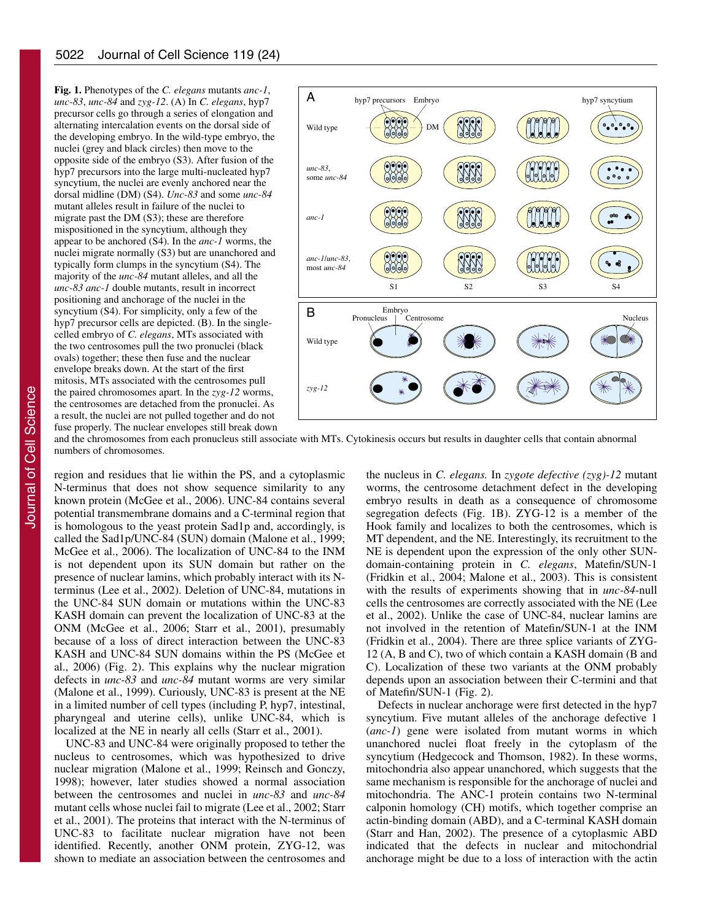**Fig. 1.** Phenotypes of the *C. elegans* mutants *anc-1*, *unc-83*, *unc-84* and *zyg-12*. (A) In *C. elegans*, hyp7 precursor cells go through a series of elongation and alternating intercalation events on the dorsal side of the developing embryo. In the wild-type embryo, the nuclei (grey and black circles) then move to the opposite side of the embryo (S3). After fusion of the hyp7 precursors into the large multi-nucleated hyp7 syncytium, the nuclei are evenly anchored near the dorsal midline (DM) (S4). *Unc-83* and some *unc-84* mutant alleles result in failure of the nuclei to migrate past the DM (S3); these are therefore mispositioned in the syncytium, although they appear to be anchored (S4). In the *anc-1* worms, the nuclei migrate normally (S3) but are unanchored and typically form clumps in the syncytium (S4). The majority of the *unc-84* mutant alleles, and all the *unc-83 anc-1* double mutants, result in incorrect positioning and anchorage of the nuclei in the syncytium (S4). For simplicity, only a few of the hyp7 precursor cells are depicted. (B). In the single-celled embryo of *C. elegans*, MTs associated with the two centrosomes pull the two pronuclei (black ovals) together; these then fuse and the nuclear envelope breaks down. At the start of the first mitosis, MTs associated with the centrosomes pull the paired chromosomes apart. In the *zyg-12* worms, the centrosomes are detached from the pronuclei. As a result, the nuclei are not pulled together and do not fuse properly. The nuclear envelopes still break down and the chromosomes from each pronucleus still associate with MTs. Cytokinesis occurs but results in daughter cells that contain abnormal numbers of chromosomes.

region and residues that lie within the PS, and a cytoplasmic N-terminus that does not show sequence similarity to any known protein (McGee et al., 2006). UNC-84 contains several potential transmembrane domains and a C-terminal region that is homologous to the yeast protein Sad1p and, accordingly, is called the Sad1p/UNC-84 (SUN) domain (Malone et al., 1999; McGee et al., 2006). The localization of UNC-84 to the INM is not dependent upon its SUN domain but rather on the presence of nuclear lamins, which probably interact with its N-terminus (Lee et al., 2002). Deletion of UNC-84, mutations in the UNC-84 SUN domain or mutations within the UNC-83 KASH domain can prevent the localization of UNC-83 at the ONM (McGee et al., 2006; Starr et al., 2001), presumably because of a loss of direct interaction between the UNC-83 KASH and UNC-84 SUN domains within the PS (McGee et al., 2006) (Fig. 2). This explains why the nuclear migration defects in *unc-83* and *unc-84* mutant worms are very similar (Malone et al., 1999). Curiously, UNC-83 is present at the NE in a limited number of cell types (including P, hyp7, intestinal, pharyngeal and uterine cells), unlike UNC-84, which is localized at the NE in nearly all cells (Starr et al., 2001).

UNC-83 and UNC-84 were originally proposed to tether the nucleus to centrosomes, which was hypothesized to drive nuclear migration (Malone et al., 1999; Reinsch and Gonczy, 1998); however, later studies showed a normal association between the centrosomes and nuclei in *unc-83* and *unc-84* mutant cells whose nuclei fail to migrate (Lee et al., 2002; Starr et al., 2001). The proteins that interact with the N-terminus of UNC-83 to facilitate nuclear migration have not been identified. Recently, another ONM protein, ZYG-12, was shown to mediate an association between the centrosomes and the nucleus in *C. elegans.* In *zygote defective (zyg)-12* mutant worms, the centrosome detachment defect in the developing embryo results in death as a consequence of chromosome segregation defects (Fig. 1B). ZYG-12 is a member of the Hook family and localizes to both the centrosomes, which is MT dependent, and the NE. Interestingly, its recruitment to the NE is dependent upon the expression of the only other SUN-domain-containing protein in *C. elegans*, Matefin/SUN-1 (Fridkin et al., 2004; Malone et al., 2003). This is consistent with the results of experiments showing that in *unc-84*-null cells the centrosomes are correctly associated with the NE (Lee et al., 2002). Unlike the case of UNC-84, nuclear lamins are not involved in the retention of Matefin/SUN-1 at the INM (Fridkin et al., 2004). There are three splice variants of ZYG-12 (A, B and C), two of which contain a KASH domain (B and C). Localization of these two variants at the ONM probably depends upon an association between their C-termini and that of Matefin/SUN-1 (Fig. 2).

Defects in nuclear anchorage were first detected in the hyp7 syncytium. Five mutant alleles of the anchorage defective 1 (*anc-1*) gene were isolated from mutant worms in which unanchored nuclei float freely in the cytoplasm of the syncytium (Hedgecock and Thomson, 1982). In these worms, mitochondria also appear unanchored, which suggests that the same mechanism is responsible for the anchorage of nuclei and mitochondria. The ANC-1 protein contains two N-terminal calponin homology (CH) motifs, which together comprise an actin-binding domain (ABD), and a C-terminal KASH domain (Starr and Han, 2002). The presence of a cytoplasmic ABD indicated that the defects in nuclear and mitochondrial anchorage might be due to a loss of interaction with the actin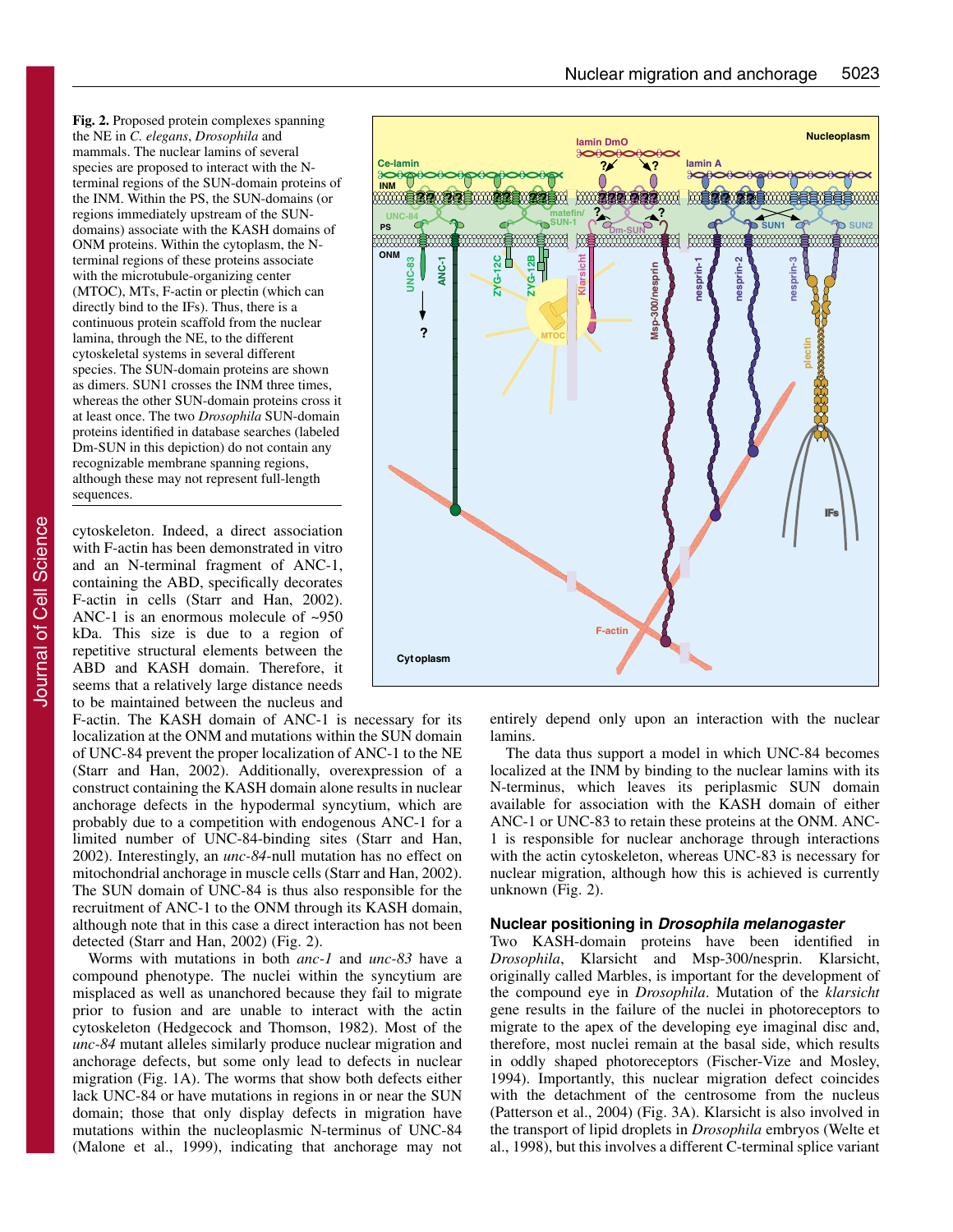**Fig. 2.** Proposed protein complexes spanning the NE in *C. elegans*, *Drosophila* and mammals. The nuclear lamins of several species are proposed to interact with the N-terminal regions of the SUN-domain proteins of the INM. Within the PS, the SUN-domains (or regions immediately upstream of the SUN-domains) associate with the KASH domains of ONM proteins. Within the cytoplasm, the N-terminal regions of these proteins associate with the microtubule-organizing center (MTOC), MTs, F-actin or plectin (which can directly bind to the IFs). Thus, there is a continuous protein scaffold from the nuclear lamina, through the NE, to the different cytoskeletal systems in several different species. The SUN-domain proteins are shown as dimers. SUN1 crosses the INM three times, whereas the other SUN-domain proteins cross it at least once. The two *Drosophila* SUN-domain proteins identified in database searches (labeled Dm-SUN in this depiction) do not contain any recognizable membrane spanning regions, although these may not represent full-length sequences.

cytoskeleton. Indeed, a direct association with F-actin has been demonstrated in vitro and an N-terminal fragment of ANC-1, containing the ABD, specifically decorates F-actin in cells (Starr and Han, 2002). ANC-1 is an enormous molecule of ~950 kDa. This size is due to a region of repetitive structural elements between the ABD and KASH domain. Therefore, it seems that a relatively large distance needs to be maintained between the nucleus and F-actin. The KASH domain of ANC-1 is necessary for its localization at the ONM and mutations within the SUN domain of UNC-84 prevent the proper localization of ANC-1 to the NE (Starr and Han, 2002). Additionally, overexpression of a construct containing the KASH domain alone results in nuclear anchorage defects in the hypodermal syncytium, which are probably due to a competition with endogenous ANC-1 for a limited number of UNC-84-binding sites (Starr and Han, 2002). Interestingly, an *unc-84*-null mutation has no effect on mitochondrial anchorage in muscle cells (Starr and Han, 2002). The SUN domain of UNC-84 is thus also responsible for the recruitment of ANC-1 to the ONM through its KASH domain, although note that in this case a direct interaction has not been detected (Starr and Han, 2002) (Fig. 2).

Worms with mutations in both *anc-1* and *unc-83* have a compound phenotype. The nuclei within the syncytium are misplaced as well as unanchored because they fail to migrate prior to fusion and are unable to interact with the actin cytoskeleton (Hedgecock and Thomson, 1982). Most of the *unc-84* mutant alleles similarly produce nuclear migration and anchorage defects, but some only lead to defects in nuclear migration (Fig. 1A). The worms that show both defects either lack UNC-84 or have mutations in regions in or near the SUN domain; those that only display defects in migration have mutations within the nucleoplasmic N-terminus of UNC-84 (Malone et al., 1999), indicating that anchorage may not entirely depend only upon an interaction with the nuclear lamins.

The data thus support a model in which UNC-84 becomes localized at the INM by binding to the nuclear lamins with its N-terminus, which leaves its periplasmic SUN domain available for association with the KASH domain of either ANC-1 or UNC-83 to retain these proteins at the ONM. ANC-1 is responsible for nuclear anchorage through interactions with the actin cytoskeleton, whereas UNC-83 is necessary for nuclear migration, although how this is achieved is currently unknown (Fig. 2).

## Nuclear positioning in *Drosophila melanogaster*

Two KASH-domain proteins have been identified in *Drosophila*, Klarsicht and Msp-300/nesprin. Klarsicht, originally called Marbles, is important for the development of the compound eye in *Drosophila*. Mutation of the *klarsicht* gene results in the failure of the nuclei in photoreceptors to migrate to the apex of the developing eye imaginal disc and, therefore, most nuclei remain at the basal side, which results in oddly shaped photoreceptors (Fischer-Vize and Mosley, 1994). Importantly, this nuclear migration defect coincides with the detachment of the centrosome from the nucleus (Patterson et al., 2004) (Fig. 3A). Klarsicht is also involved in the transport of lipid droplets in *Drosophila* embryos (Welte et al., 1998), but this involves a different C-terminal splice variant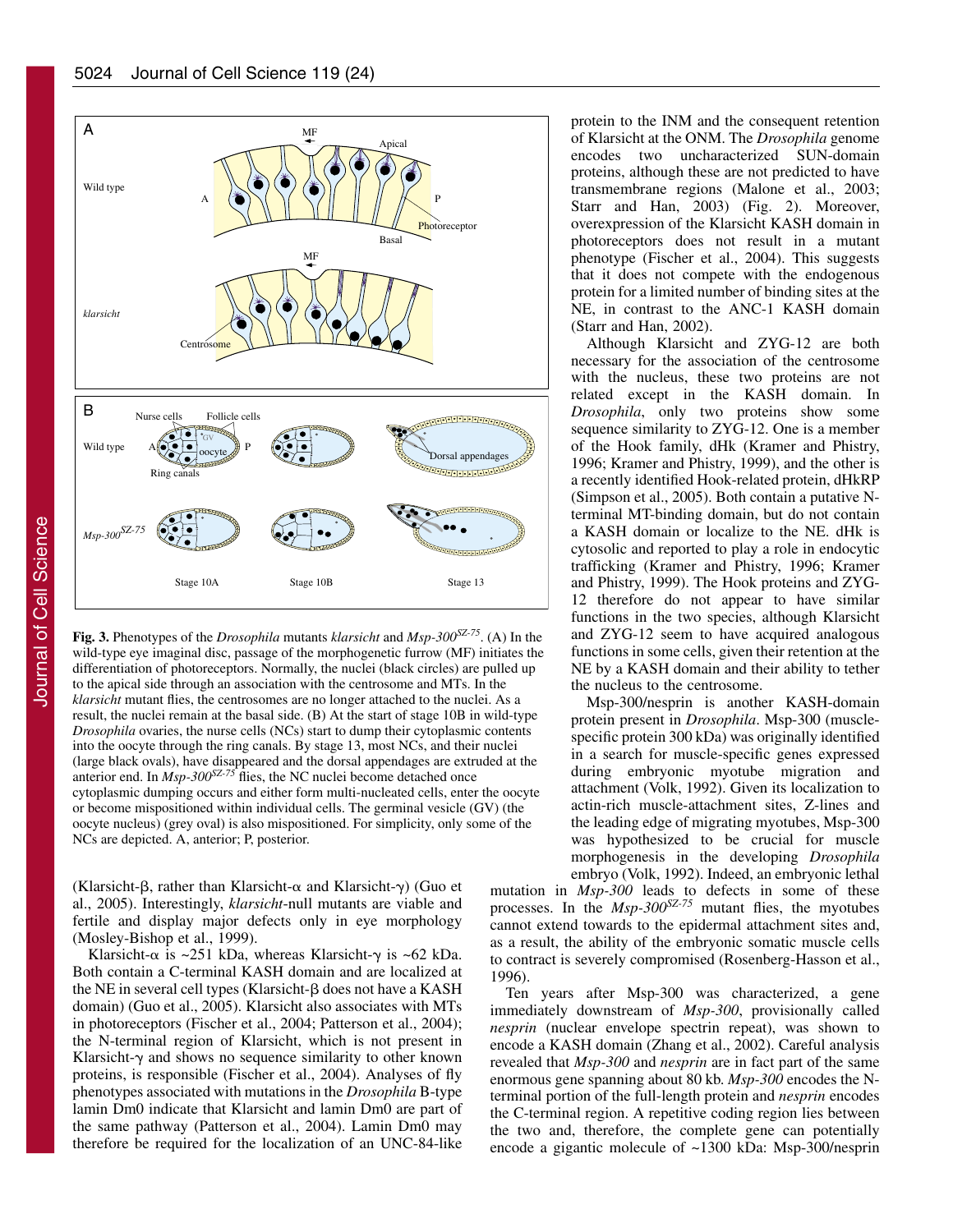**Fig. 3.** Phenotypes of the *Drosophila* mutants *klarsicht* and *Msp-300*$^{SZ-75}$. (A) In the wild-type eye imaginal disc, passage of the morphogenetic furrow (MF) initiates the differentiation of photoreceptors. Normally, the nuclei (black circles) are pulled up to the apical side through an association with the centrosome and MTs. In the *klarsicht* mutant flies, the centrosomes are no longer attached to the nuclei. As a result, the nuclei remain at the basal side. (B) At the start of stage 10B in wild-type *Drosophila* ovaries, the nurse cells (NCs) start to dump their cytoplasmic contents into the oocyte through the ring canals. By stage 13, most NCs, and their nuclei (large black ovals), have disappeared and the dorsal appendages are extruded at the anterior end. In *Msp-300*$^{SZ-75}$ flies, the NC nuclei become detached once cytoplasmic dumping occurs and either form multi-nucleated cells, enter the oocyte or become mispositioned within individual cells. The germinal vesicle (GV) (the oocyte nucleus) (grey oval) is also mispositioned. For simplicity, only some of the NCs are depicted. A, anterior; P, posterior.

(Klarsicht-β, rather than Klarsicht-α and Klarsicht-γ) (Guo et al., 2005). Interestingly, *klarsicht*-null mutants are viable and fertile and display major defects only in eye morphology (Mosley-Bishop et al., 1999).

Klarsicht-α is ~251 kDa, whereas Klarsicht-γ is ~62 kDa. Both contain a C-terminal KASH domain and are localized at the NE in several cell types (Klarsicht-β does not have a KASH domain) (Guo et al., 2005). Klarsicht also associates with MTs in photoreceptors (Fischer et al., 2004; Patterson et al., 2004); the N-terminal region of Klarsicht, which is not present in Klarsicht-γ and shows no sequence similarity to other known proteins, is responsible (Fischer et al., 2004). Analyses of fly phenotypes associated with mutations in the *Drosophila* B-type lamin Dm0 indicate that Klarsicht and lamin Dm0 are part of the same pathway (Patterson et al., 2004). Lamin Dm0 may therefore be required for the localization of an UNC-84-like protein to the INM and the consequent retention of Klarsicht at the ONM. The *Drosophila* genome encodes two uncharacterized SUN-domain proteins, although these are not predicted to have transmembrane regions (Malone et al., 2003; Starr and Han, 2003) (Fig. 2). Moreover, overexpression of the Klarsicht KASH domain in photoreceptors does not result in a mutant phenotype (Fischer et al., 2004). This suggests that it does not compete with the endogenous protein for a limited number of binding sites at the NE, in contrast to the ANC-1 KASH domain (Starr and Han, 2002).

Although Klarsicht and ZYG-12 are both necessary for the association of the centrosome with the nucleus, these two proteins are not related except in the KASH domain. In *Drosophila*, only two proteins show some sequence similarity to ZYG-12. One is a member of the Hook family, dHk (Kramer and Phistry, 1996; Kramer and Phistry, 1999), and the other is a recently identified Hook-related protein, dHkRP (Simpson et al., 2005). Both contain a putative N-terminal MT-binding domain, but do not contain a KASH domain or localize to the NE. dHk is cytosolic and reported to play a role in endocytic trafficking (Kramer and Phistry, 1996; Kramer and Phistry, 1999). The Hook proteins and ZYG-12 therefore do not appear to have similar functions in the two species, although Klarsicht and ZYG-12 seem to have acquired analogous functions in some cells, given their retention at the NE by a KASH domain and their ability to tether the nucleus to the centrosome.

Msp-300/nesprin is another KASH-domain protein present in *Drosophila*. Msp-300 (muscle-specific protein 300 kDa) was originally identified in a search for muscle-specific genes expressed during embryonic myotube migration and attachment (Volk, 1992). Given its localization to actin-rich muscle-attachment sites, Z-lines and the leading edge of migrating myotubes, Msp-300 was hypothesized to be crucial for muscle morphogenesis in the developing *Drosophila* embryo (Volk, 1992). Indeed, an embryonic lethal mutation in *Msp-300* leads to defects in some of these processes. In the *Msp-300*$^{SZ-75}$ mutant flies, the myotubes cannot extend towards to the epidermal attachment sites and, as a result, the ability of the embryonic somatic muscle cells to contract is severely compromised (Rosenberg-Hasson et al., 1996).

Ten years after Msp-300 was characterized, a gene immediately downstream of *Msp-300*, provisionally called *nesprin* (nuclear envelope spectrin repeat), was shown to encode a KASH domain (Zhang et al., 2002). Careful analysis revealed that *Msp-300* and *nesprin* are in fact part of the same enormous gene spanning about 80 kb. *Msp-300* encodes the N-terminal portion of the full-length protein and *nesprin* encodes the C-terminal region. A repetitive coding region lies between the two and, therefore, the complete gene can potentially encode a gigantic molecule of ~1300 kDa: Msp-300/nesprin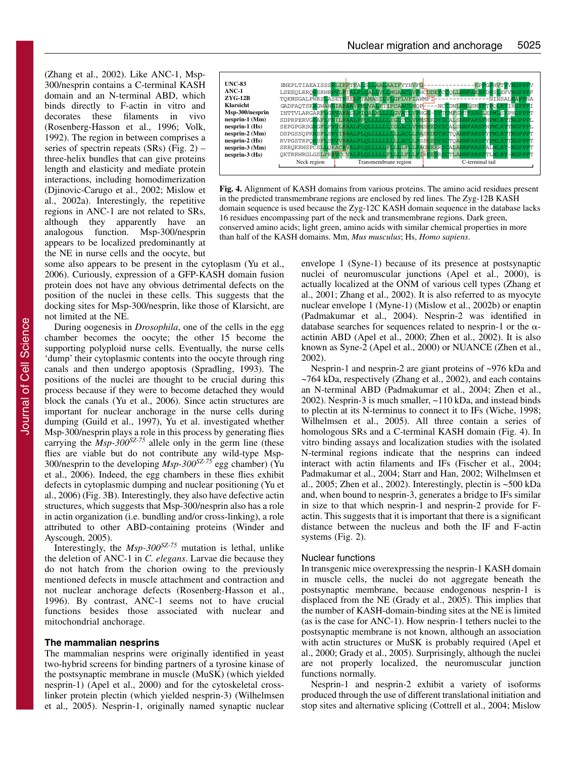(Zhang et al., 2002). Like ANC-1, Msp-300/nesprin contains a C-terminal KASH domain and an N-terminal ABD, which binds directly to F-actin in vitro and decorates these filaments in vivo (Rosenberg-Hasson et al., 1996; Volk, 1992). The region in between comprises a series of spectrin repeats (SRs) (Fig. 2) – three-helix bundles that can give proteins length and elasticity and mediate protein interactions, including homodimerization (Djinovic-Carugo et al., 2002; Mislow et al., 2002a). Interestingly, the repetitive regions in ANC-1 are not related to SRs, although they apparently have an analogous function. Msp-300/nesprin appears to be localized predominantly at the NE in nurse cells and the oocyte, but some also appears to be present in the cytoplasm (Yu et al., 2006). Curiously, expression of a GFP-KASH domain fusion protein does not have any obvious detrimental defects on the position of the nuclei in these cells. This suggests that the docking sites for Msp-300/nesprin, like those of Klarsicht, are not limited at the NE.

During oogenesis in *Drosophila*, one of the cells in the egg chamber becomes the oocyte; the other 15 become the supporting polyploid nurse cells. Eventually, the nurse cells 'dump' their cytoplasmic contents into the oocyte through ring canals and then undergo apoptosis (Spradling, 1993). The positions of the nuclei are thought to be crucial during this process because if they were to become detached they would block the canals (Yu et al., 2006). Since actin structures are important for nuclear anchorage in the nurse cells during dumping (Guild et al., 1997), Yu et al. investigated whether Msp-300/nesprin plays a role in this process by generating flies carrying the *Msp-300*$^{SZ-75}$ allele only in the germ line (these flies are viable but do not contribute any wild-type Msp-300/nesprin to the developing *Msp-300*$^{SZ-75}$ egg chamber) (Yu et al., 2006). Indeed, the egg chambers in these flies exhibit defects in cytoplasmic dumping and nuclear positioning (Yu et al., 2006) (Fig. 3B). Interestingly, they also have defective actin structures, which suggests that Msp-300/nesprin also has a role in actin organization (i.e. bundling and/or cross-linking), a role attributed to other ABD-containing proteins (Winder and Ayscough, 2005).

Interestingly, the *Msp-300*$^{SZ-75}$ mutation is lethal, unlike the deletion of ANC-1 in *C. elegans*. Larvae die because they do not hatch from the chorion owing to the previously mentioned defects in muscle attachment and contraction and not nuclear anchorage defects (Rosenberg-Hasson et al., 1996). By contrast, ANC-1 seems not to have crucial functions besides those associated with nuclear and mitochondrial anchorage.

```
UNC-83          ENEPLTIAEAISSSKLIKFTFALSLLAALAAIFYYHVFG-------------KPPGPHVTVVNGPPPV
ANC-1           LSEEQLRRQNSRWRVLRTALPLQALLVLLMGAACLVPHCDDEVCCQLLNNFAKSKDNSLEFVNGPPPF
ZYG-12B         TQKMSGALPWRSLASETRRELPTAMASILVLGFLVFIAWMFI-------------NINSALNAPPNA
Klarsicht       GADPAQTSKHGWAWMIARAAVPMQVALPTIFCAACLMQP----NCCDNLNNLSMSFTPQLRYIRGPPPI
Msp-300/nesprin INTTVLARGARFFGRVARASLPIQALMLLLLGVAFLVPHGE-DYTCMFSNTFARSLEPMLSYPHGPPPT
nesprin-1 (Mm)  SDPRPERVGRAFLFILRAALPFQLLLLLLIGLTCLVPMSEKDYSCALSNNFARSFHPMLRYTNGPPPL
nesprin-1 (Hs)  SEPGPGRSGRGFLFRVLRAALPLQLLLLLLIGLACLVPMSEEDYSCALSNNFARSFHPMLRYTNGPPPL
nesprin-2 (Mm)  DSPGSSQPRRSFLSRVIRAALPLQLLLLLLLLLACLLPASEDDYSCTQANNFARSFYPMLRYTNGPPPT
nesprin-2 (Hs)  RVPGSTRPQRSFLSRVVRAALPLQLLLLLLLLLACLLPSSEEDYSCTQANNFARSFYPMLRYTNGPPPT
nesprin-3 (Mm)  SRRQKRWSPCSLLQKACRVALPLQLLLLLFLLLLFLLPAGEEERSCALANNFARSFALMLRY-NGPPPT
nesprin-3 (Hs)  QKTRRWRGLGSLFRRVCCVALPLQLLLLLFLLLLFLLPIREEDRSCTLANNFARSFTLMLRY-NGPPPT
                Neck region       Transmembrane region              C-terminal tail
```

**Fig. 4.** Alignment of KASH domains from various proteins. The amino acid residues present in the predicted transmembrane regions are enclosed by red lines. The Zyg-12B KASH domain sequence is used because the Zyg-12C KASH domain sequence in the database lacks 16 residues encompassing part of the neck and transmembrane regions. Dark green, conserved amino acids; light green, amino acids with similar chemical properties in more than half of the KASH domains. Mm, *Mus musculus*; Hs, *Homo sapiens*.

### The mammalian nesprins

The mammalian nesprins were originally identified in yeast two-hybrid screens for binding partners of a tyrosine kinase of the postsynaptic membrane in muscle (MuSK) (which yielded nesprin-1) (Apel et al., 2000) and for the cytoskeletal cross-linker protein plectin (which yielded nesprin-3) (Wilhelmsen et al., 2005). Nesprin-1, originally named synaptic nuclear envelope 1 (Syne-1) because of its presence at postsynaptic nuclei of neuromuscular junctions (Apel et al., 2000), is actually localized at the ONM of various cell types (Zhang et al., 2001; Zhang et al., 2002). It is also referred to as myocyte nuclear envelope 1 (Myne-1) (Mislow et al., 2002b) or enaptin (Padmakumar et al., 2004). Nesprin-2 was identified in database searches for sequences related to nesprin-1 or the α-actinin ABD (Apel et al., 2000; Zhen et al., 2002). It is also known as Syne-2 (Apel et al., 2000) or NUANCE (Zhen et al., 2002).

Nesprin-1 and nesprin-2 are giant proteins of ~976 kDa and ~764 kDa, respectively (Zhang et al., 2002), and each contains an N-terminal ABD (Padmakumar et al., 2004; Zhen et al., 2002). Nesprin-3 is much smaller, ~110 kDa, and instead binds to plectin at its N-terminus to connect it to IFs (Wiche, 1998; Wilhelmsen et al., 2005). All three contain a series of homologous SRs and a C-terminal KASH domain (Fig. 4). In vitro binding assays and localization studies with the isolated N-terminal regions indicate that the nesprins can indeed interact with actin filaments and IFs (Fischer et al., 2004; Padmakumar et al., 2004; Starr and Han, 2002; Wilhelmsen et al., 2005; Zhen et al., 2002). Interestingly, plectin is ~500 kDa and, when bound to nesprin-3, generates a bridge to IFs similar in size to that which nesprin-1 and nesprin-2 provide for F-actin. This suggests that it is important that there is a significant distance between the nucleus and both the IF and F-actin systems (Fig. 2).

### Nuclear functions

In transgenic mice overexpressing the nesprin-1 KASH domain in muscle cells, the nuclei do not aggregate beneath the postsynaptic membrane, because endogenous nesprin-1 is displaced from the NE (Grady et al., 2005). This implies that the number of KASH-domain-binding sites at the NE is limited (as is the case for ANC-1). How nesprin-1 tethers nuclei to the postsynaptic membrane is not known, although an association with actin structures or MuSK is probably required (Apel et al., 2000; Grady et al., 2005). Surprisingly, although the nuclei are not properly localized, the neuromuscular junction functions normally.

Nesprin-1 and nesprin-2 exhibit a variety of isoforms produced through the use of different translational initiation and stop sites and alternative splicing (Cottrell et al., 2004; Mislow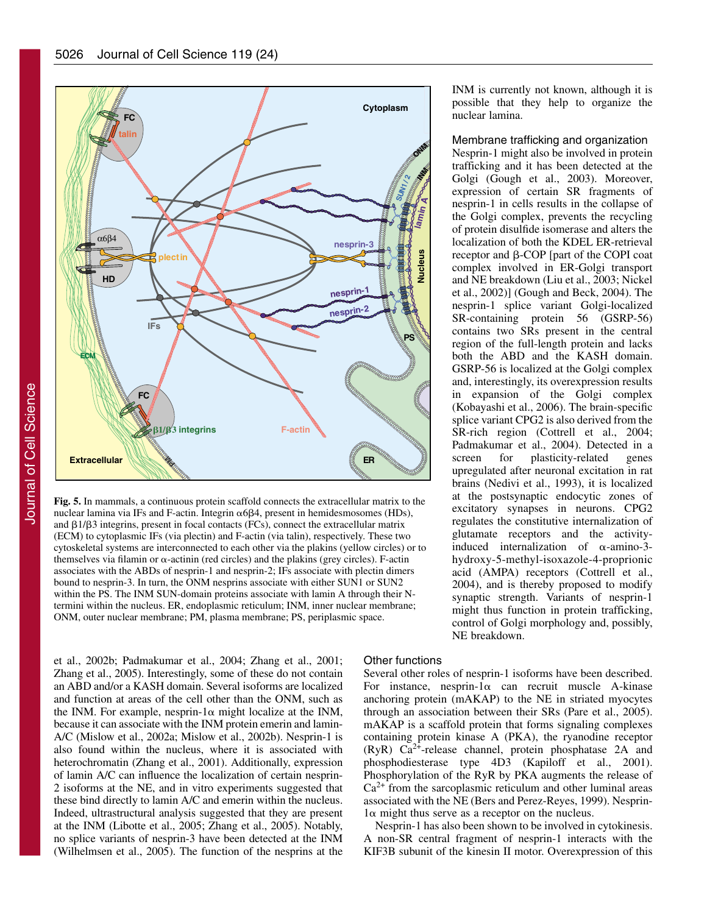**Fig. 5.** In mammals, a continuous protein scaffold connects the extracellular matrix to the nuclear lamina via IFs and F-actin. Integrin α6β4, present in hemidesmosomes (HDs), and β1/β3 integrins, present in focal contacts (FCs), connect the extracellular matrix (ECM) to cytoplasmic IFs (via plectin) and F-actin (via talin), respectively. These two cytoskeletal systems are interconnected to each other via the plakins (yellow circles) or to themselves via filamin or α-actinin (red circles) and the plakins (grey circles). F-actin associates with the ABDs of nesprin-1 and nesprin-2; IFs associate with plectin dimers bound to nesprin-3. In turn, the ONM nesprins associate with either SUN1 or SUN2 within the PS. The INM SUN-domain proteins associate with lamin A through their N-termini within the nucleus. ER, endoplasmic reticulum; INM, inner nuclear membrane; ONM, outer nuclear membrane; PM, plasma membrane; PS, periplasmic space.

et al., 2002b; Padmakumar et al., 2004; Zhang et al., 2001; Zhang et al., 2005). Interestingly, some of these do not contain an ABD and/or a KASH domain. Several isoforms are localized and function at areas of the cell other than the ONM, such as the INM. For example, nesprin-1α might localize at the INM, because it can associate with the INM protein emerin and lamin-A/C (Mislow et al., 2002a; Mislow et al., 2002b). Nesprin-1 is also found within the nucleus, where it is associated with heterochromatin (Zhang et al., 2001). Additionally, expression of lamin A/C can influence the localization of certain nesprin-2 isoforms at the NE, and in vitro experiments suggested that these bind directly to lamin A/C and emerin within the nucleus. Indeed, ultrastructural analysis suggested that they are present at the INM (Libotte et al., 2005; Zhang et al., 2005). Notably, no splice variants of nesprin-3 have been detected at the INM (Wilhelmsen et al., 2005). The function of the nesprins at the INM is currently not known, although it is possible that they help to organize the nuclear lamina.

### Membrane trafficking and organization

Nesprin-1 might also be involved in protein trafficking and it has been detected at the Golgi (Gough et al., 2003). Moreover, expression of certain SR fragments of nesprin-1 in cells results in the collapse of the Golgi complex, prevents the recycling of protein disulfide isomerase and alters the localization of both the KDEL ER-retrieval receptor and β-COP [part of the COPI coat complex involved in ER-Golgi transport and NE breakdown (Liu et al., 2003; Nickel et al., 2002)] (Gough and Beck, 2004). The nesprin-1 splice variant Golgi-localized SR-containing protein 56 (GSRP-56) contains two SRs present in the central region of the full-length protein and lacks both the ABD and the KASH domain. GSRP-56 is localized at the Golgi complex and, interestingly, its overexpression results in expansion of the Golgi complex (Kobayashi et al., 2006). The brain-specific splice variant CPG2 is also derived from the SR-rich region (Cottrell et al., 2004; Padmakumar et al., 2004). Detected in a screen for plasticity-related genes upregulated after neuronal excitation in rat brains (Nedivi et al., 1993), it is localized at the postsynaptic endocytic zones of excitatory synapses in neurons. CPG2 regulates the constitutive internalization of glutamate receptors and the activity-induced internalization of α-amino-3-hydroxy-5-methyl-isoxazole-4-proprionic acid (AMPA) receptors (Cottrell et al., 2004), and is thereby proposed to modify synaptic strength. Variants of nesprin-1 might thus function in protein trafficking, control of Golgi morphology and, possibly, NE breakdown.

### Other functions

Several other roles of nesprin-1 isoforms have been described. For instance, nesprin-1α can recruit muscle A-kinase anchoring protein (mAKAP) to the NE in striated myocytes through an association between their SRs (Pare et al., 2005). mAKAP is a scaffold protein that forms signaling complexes containing protein kinase A (PKA), the ryanodine receptor (RyR) $Ca^{2+}$-release channel, protein phosphatase 2A and phosphodiesterase type 4D3 (Kapiloff et al., 2001). Phosphorylation of the RyR by PKA augments the release of $Ca^{2+}$ from the sarcoplasmic reticulum and other luminal areas associated with the NE (Bers and Perez-Reyes, 1999). Nesprin-1α might thus serve as a receptor on the nucleus.

Nesprin-1 has also been shown to be involved in cytokinesis. A non-SR central fragment of nesprin-1 interacts with the KIF3B subunit of the kinesin II motor. Overexpression of this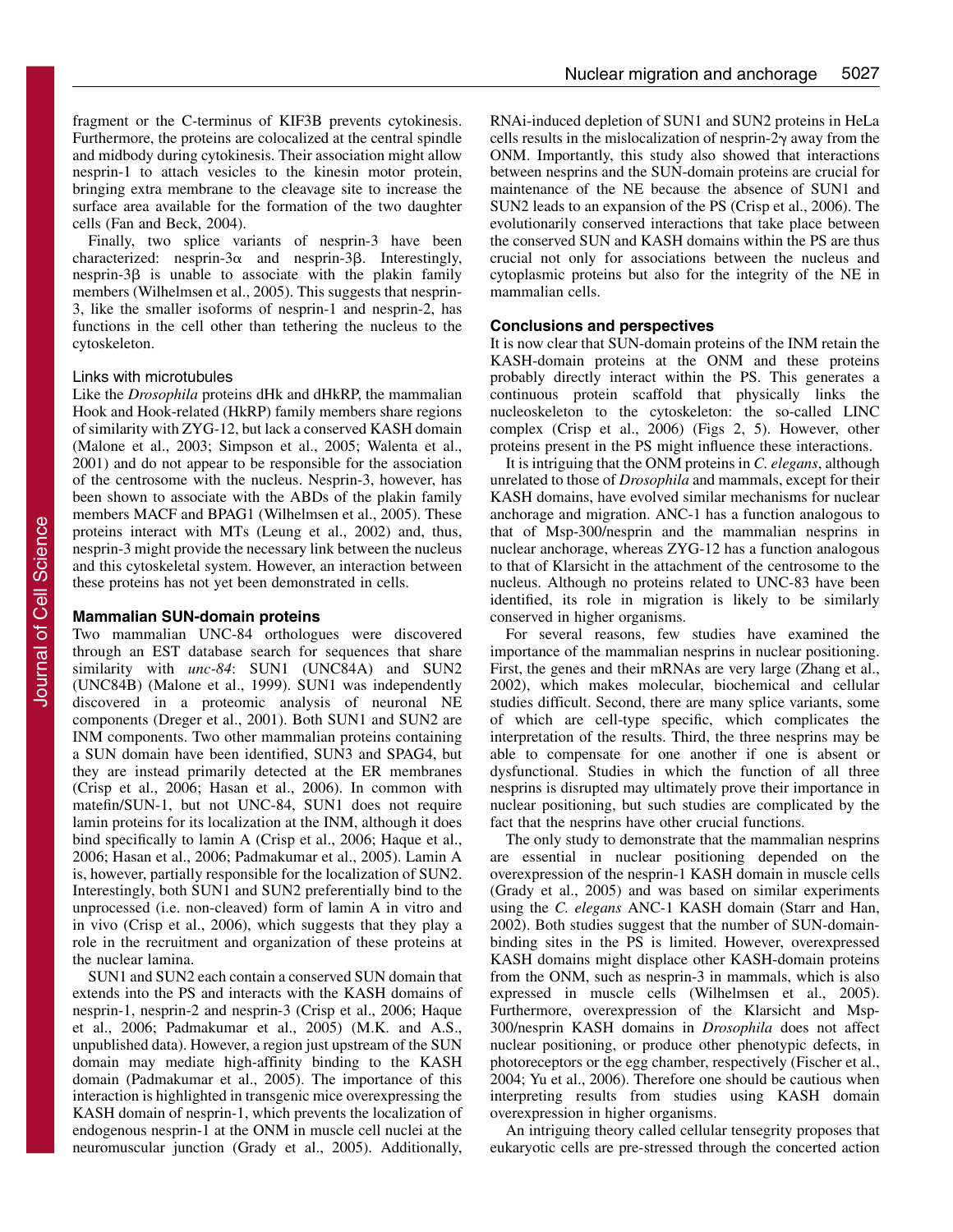fragment or the C-terminus of KIF3B prevents cytokinesis. Furthermore, the proteins are colocalized at the central spindle and midbody during cytokinesis. Their association might allow nesprin-1 to attach vesicles to the kinesin motor protein, bringing extra membrane to the cleavage site to increase the surface area available for the formation of the two daughter cells (Fan and Beck, 2004).

Finally, two splice variants of nesprin-3 have been characterized: nesprin-3α and nesprin-3β. Interestingly, nesprin-3β is unable to associate with the plakin family members (Wilhelmsen et al., 2005). This suggests that nesprin-3, like the smaller isoforms of nesprin-1 and nesprin-2, has functions in the cell other than tethering the nucleus to the cytoskeleton.

### Links with microtubules

Like the *Drosophila* proteins dHk and dHkRP, the mammalian Hook and Hook-related (HkRP) family members share regions of similarity with ZYG-12, but lack a conserved KASH domain (Malone et al., 2003; Simpson et al., 2005; Walenta et al., 2001) and do not appear to be responsible for the association of the centrosome with the nucleus. Nesprin-3, however, has been shown to associate with the ABDs of the plakin family members MACF and BPAG1 (Wilhelmsen et al., 2005). These proteins interact with MTs (Leung et al., 2002) and, thus, nesprin-3 might provide the necessary link between the nucleus and this cytoskeletal system. However, an interaction between these proteins has not yet been demonstrated in cells.

## Mammalian SUN-domain proteins

Two mammalian UNC-84 orthologues were discovered through an EST database search for sequences that share similarity with *unc-84*: SUN1 (UNC84A) and SUN2 (UNC84B) (Malone et al., 1999). SUN1 was independently discovered in a proteomic analysis of neuronal NE components (Dreger et al., 2001). Both SUN1 and SUN2 are INM components. Two other mammalian proteins containing a SUN domain have been identified, SUN3 and SPAG4, but they are instead primarily detected at the ER membranes (Crisp et al., 2006; Hasan et al., 2006). In common with matefin/SUN-1, but not UNC-84, SUN1 does not require lamin proteins for its localization at the INM, although it does bind specifically to lamin A (Crisp et al., 2006; Haque et al., 2006; Hasan et al., 2006; Padmakumar et al., 2005). Lamin A is, however, partially responsible for the localization of SUN2. Interestingly, both SUN1 and SUN2 preferentially bind to the unprocessed (i.e. non-cleaved) form of lamin A in vitro and in vivo (Crisp et al., 2006), which suggests that they play a role in the recruitment and organization of these proteins at the nuclear lamina.

SUN1 and SUN2 each contain a conserved SUN domain that extends into the PS and interacts with the KASH domains of nesprin-1, nesprin-2 and nesprin-3 (Crisp et al., 2006; Haque et al., 2006; Padmakumar et al., 2005) (M.K. and A.S., unpublished data). However, a region just upstream of the SUN domain may mediate high-affinity binding to the KASH domain (Padmakumar et al., 2005). The importance of this interaction is highlighted in transgenic mice overexpressing the KASH domain of nesprin-1, which prevents the localization of endogenous nesprin-1 at the ONM in muscle cell nuclei at the neuromuscular junction (Grady et al., 2005). Additionally, RNAi-induced depletion of SUN1 and SUN2 proteins in HeLa cells results in the mislocalization of nesprin-2γ away from the ONM. Importantly, this study also showed that interactions between nesprins and the SUN-domain proteins are crucial for maintenance of the NE because the absence of SUN1 and SUN2 leads to an expansion of the PS (Crisp et al., 2006). The evolutionarily conserved interactions that take place between the conserved SUN and KASH domains within the PS are thus crucial not only for associations between the nucleus and cytoplasmic proteins but also for the integrity of the NE in mammalian cells.

## Conclusions and perspectives

It is now clear that SUN-domain proteins of the INM retain the KASH-domain proteins at the ONM and these proteins probably directly interact within the PS. This generates a continuous protein scaffold that physically links the nucleoskeleton to the cytoskeleton: the so-called LINC complex (Crisp et al., 2006) (Figs 2, 5). However, other proteins present in the PS might influence these interactions.

It is intriguing that the ONM proteins in *C. elegans*, although unrelated to those of *Drosophila* and mammals, except for their KASH domains, have evolved similar mechanisms for nuclear anchorage and migration. ANC-1 has a function analogous to that of Msp-300/nesprin and the mammalian nesprins in nuclear anchorage, whereas ZYG-12 has a function analogous to that of Klarsicht in the attachment of the centrosome to the nucleus. Although no proteins related to UNC-83 have been identified, its role in migration is likely to be similarly conserved in higher organisms.

For several reasons, few studies have examined the importance of the mammalian nesprins in nuclear positioning. First, the genes and their mRNAs are very large (Zhang et al., 2002), which makes molecular, biochemical and cellular studies difficult. Second, there are many splice variants, some of which are cell-type specific, which complicates the interpretation of the results. Third, the three nesprins may be able to compensate for one another if one is absent or dysfunctional. Studies in which the function of all three nesprins is disrupted may ultimately prove their importance in nuclear positioning, but such studies are complicated by the fact that the nesprins have other crucial functions.

The only study to demonstrate that the mammalian nesprins are essential in nuclear positioning depended on the overexpression of the nesprin-1 KASH domain in muscle cells (Grady et al., 2005) and was based on similar experiments using the *C. elegans* ANC-1 KASH domain (Starr and Han, 2002). Both studies suggest that the number of SUN-domain-binding sites in the PS is limited. However, overexpressed KASH domains might displace other KASH-domain proteins from the ONM, such as nesprin-3 in mammals, which is also expressed in muscle cells (Wilhelmsen et al., 2005). Furthermore, overexpression of the Klarsicht and Msp-300/nesprin KASH domains in *Drosophila* does not affect nuclear positioning, or produce other phenotypic defects, in photoreceptors or the egg chamber, respectively (Fischer et al., 2004; Yu et al., 2006). Therefore one should be cautious when interpreting results from studies using KASH domain overexpression in higher organisms.

An intriguing theory called cellular tensegrity proposes that eukaryotic cells are pre-stressed through the concerted action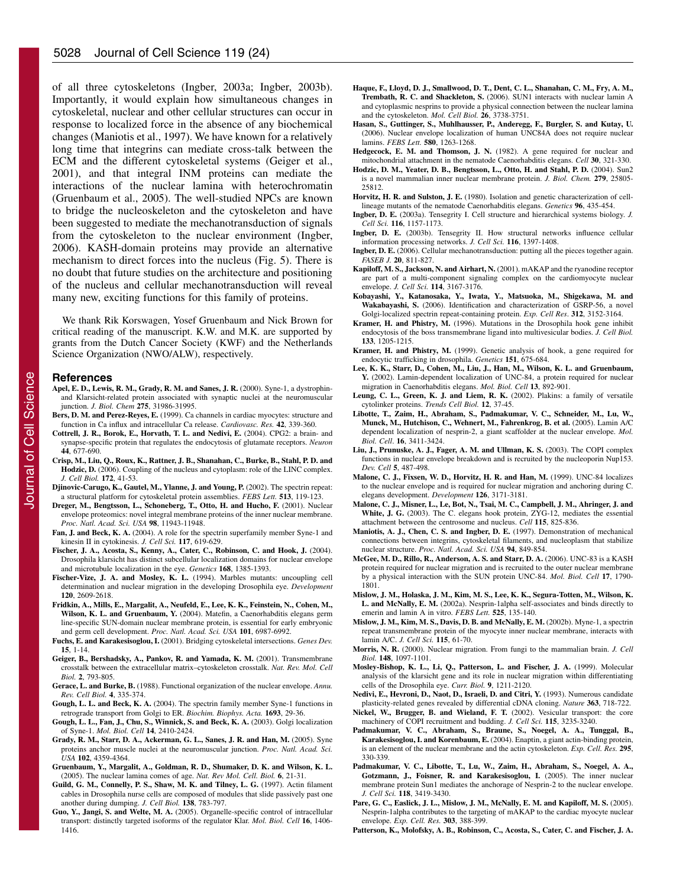of all three cytoskeletons (Ingber, 2003a; Ingber, 2003b). Importantly, it would explain how simultaneous changes in cytoskeletal, nuclear and other cellular structures can occur in response to localized force in the absence of any biochemical changes (Maniotis et al., 1997). We have known for a relatively long time that integrins can mediate cross-talk between the ECM and the different cytoskeletal systems (Geiger et al., 2001), and that integral INM proteins can mediate the interactions of the nuclear lamina with heterochromatin (Gruenbaum et al., 2005). The well-studied NPCs are known to bridge the nucleoskeleton and the cytoskeleton and have been suggested to mediate the mechanotransduction of signals from the cytoskeleton to the nuclear environment (Ingber, 2006). KASH-domain proteins may provide an alternative mechanism to direct forces into the nucleus (Fig. 5). There is no doubt that future studies on the architecture and positioning of the nucleus and cellular mechanotransduction will reveal many new, exciting functions for this family of proteins.

We thank Rik Korswagen, Yosef Gruenbaum and Nick Brown for critical reading of the manuscript. K.W. and M.K. are supported by grants from the Dutch Cancer Society (KWF) and the Netherlands Science Organization (NWO/ALW), respectively.

## References

**Apel, E. D., Lewis, R. M., Grady, R. M. and Sanes, J. R.** (2000). Syne-1, a dystrophin- and Klarsicht-related protein associated with synaptic nuclei at the neuromuscular junction. *J. Biol. Chem* **275**, 31986-31995.

**Bers, D. M. and Perez-Reyes, E.** (1999). Ca channels in cardiac myocytes: structure and function in Ca influx and intracellular Ca release. *Cardiovasc. Res.* **42**, 339-360.

**Cottrell, J. R., Borok, E., Horvath, T. L. and Nedivi, E.** (2004). CPG2: a brain- and synapse-specific protein that regulates the endocytosis of glutamate receptors. *Neuron* **44**, 677-690.

**Crisp, M., Liu, Q., Roux, K., Rattner, J. B., Shanahan, C., Burke, B., Stahl, P. D. and Hodzic, D.** (2006). Coupling of the nucleus and cytoplasm: role of the LINC complex. *J. Cell Biol.* **172**, 41-53.

**Djinovic-Carugo, K., Gautel, M., Ylanne, J. and Young, P.** (2002). The spectrin repeat: a structural platform for cytoskeletal protein assemblies. *FEBS Lett.* **513**, 119-123.

**Dreger, M., Bengtsson, L., Schoneberg, T., Otto, H. and Hucho, F.** (2001). Nuclear envelope proteomics: novel integral membrane proteins of the inner nuclear membrane. *Proc. Natl. Acad. Sci. USA* **98**, 11943-11948.

**Fan, J. and Beck, K. A.** (2004). A role for the spectrin superfamily member Syne-1 and kinesin II in cytokinesis. *J. Cell Sci.* **117**, 619-629.

**Fischer, J. A., Acosta, S., Kenny, A., Cater, C., Robinson, C. and Hook, J.** (2004). Drosophila klarsicht has distinct subcellular localization domains for nuclear envelope and microtubule localization in the eye. *Genetics* **168**, 1385-1393.

**Fischer-Vize, J. A. and Mosley, K. L.** (1994). Marbles mutants: uncoupling cell determination and nuclear migration in the developing Drosophila eye. *Development* **120**, 2609-2618.

**Fridkin, A., Mills, E., Margalit, A., Neufeld, E., Lee, K. K., Feinstein, N., Cohen, M., Wilson, K. L. and Gruenbaum, Y.** (2004). Matefin, a Caenorhabditis elegans germ line-specific SUN-domain nuclear membrane protein, is essential for early embryonic and germ cell development. *Proc. Natl. Acad. Sci. USA* **101**, 6987-6992.

**Fuchs, E. and Karakesisoglou, I.** (2001). Bridging cytoskeletal intersections. *Genes Dev.* **15**, 1-14.

**Geiger, B., Bershadsky, A., Pankov, R. and Yamada, K. M.** (2001). Transmembrane crosstalk between the extracellular matrix–cytoskeleton crosstalk. *Nat. Rev. Mol. Cell Biol.* **2**, 793-805.

**Gerace, L. and Burke, B.** (1988). Functional organization of the nuclear envelope. *Annu. Rev. Cell Biol.* **4**, 335-374.

**Gough, L. L. and Beck, K. A.** (2004). The spectrin family member Syne-1 functions in retrograde transport from Golgi to ER. *Biochim. Biophys. Acta.* **1693**, 29-36.

**Gough, L. L., Fan, J., Chu, S., Winnick, S. and Beck, K. A.** (2003). Golgi localization of Syne-1. *Mol. Biol. Cell* **14**, 2410-2424.

**Grady, R. M., Starr, D. A., Ackerman, G. L., Sanes, J. R. and Han, M.** (2005). Syne proteins anchor muscle nuclei at the neuromuscular junction. *Proc. Natl. Acad. Sci. USA* **102**, 4359-4364.

**Gruenbaum, Y., Margalit, A., Goldman, R. D., Shumaker, D. K. and Wilson, K. L.** (2005). The nuclear lamina comes of age. *Nat. Rev Mol. Cell. Biol.* **6**, 21-31.

**Guild, G. M., Connelly, P. S., Shaw, M. K. and Tilney, L. G.** (1997). Actin filament cables in Drosophila nurse cells are composed of modules that slide passively past one another during dumping. *J. Cell Biol.* **138**, 783-797.

**Guo, Y., Jangi, S. and Welte, M. A.** (2005). Organelle-specific control of intracellular transport: distinctly targeted isoforms of the regulator Klar. *Mol. Biol. Cell* **16**, 1406-1416.

**Haque, F., Lloyd, D. J., Smallwood, D. T., Dent, C. L., Shanahan, C. M., Fry, A. M., Trembath, R. C. and Shackleton, S.** (2006). SUN1 interacts with nuclear lamin A and cytoplasmic nesprins to provide a physical connection between the nuclear lamina and the cytoskeleton. *Mol. Cell Biol.* **26**, 3738-3751.

**Hasan, S., Guttinger, S., Muhlhausser, P., Anderegg, F., Burgler, S. and Kutay, U.** (2006). Nuclear envelope localization of human UNC84A does not require nuclear lamins. *FEBS Lett.* **580**, 1263-1268.

**Hedgecock, E. M. and Thomson, J. N.** (1982). A gene required for nuclear and mitochondrial attachment in the nematode Caenorhabditis elegans. *Cell* **30**, 321-330.

**Hodzic, D. M., Yeater, D. B., Bengtsson, L., Otto, H. and Stahl, P. D.** (2004). Sun2 is a novel mammalian inner nuclear membrane protein. *J. Biol. Chem.* **279**, 25805-25812.

**Horvitz, H. R. and Sulston, J. E.** (1980). Isolation and genetic characterization of cell-lineage mutants of the nematode Caenorhabditis elegans. *Genetics* **96**, 435-454.

**Ingber, D. E.** (2003a). Tensegrity I. Cell structure and hierarchical systems biology. *J. Cell Sci.* **116**, 1157-1173.

**Ingber, D. E.** (2003b). Tensegrity II. How structural networks influence cellular information processing networks. *J. Cell Sci.* **116**, 1397-1408.

**Ingber, D. E.** (2006). Cellular mechanotransduction: putting all the pieces together again. *FASEB J.* **20**, 811-827.

**Kapiloff, M. S., Jackson, N. and Airhart, N.** (2001). mAKAP and the ryanodine receptor are part of a multi-component signaling complex on the cardiomyocyte nuclear envelope. *J. Cell Sci.* **114**, 3167-3176.

**Kobayashi, Y., Katanosaka, Y., Iwata, Y., Matsuoka, M., Shigekawa, M. and Wakabayashi, S.** (2006). Identification and characterization of GSRP-56, a novel Golgi-localized spectrin repeat-containing protein. *Exp. Cell Res*. **312**, 3152-3164.

**Kramer, H. and Phistry, M.** (1996). Mutations in the Drosophila hook gene inhibit endocytosis of the boss transmembrane ligand into multivesicular bodies. *J. Cell Biol.* **133**, 1205-1215.

**Kramer, H. and Phistry, M.** (1999). Genetic analysis of hook, a gene required for endocytic trafficking in drosophila. *Genetics* **151**, 675-684.

**Lee, K. K., Starr, D., Cohen, M., Liu, J., Han, M., Wilson, K. L. and Gruenbaum, Y.** (2002). Lamin-dependent localization of UNC-84, a protein required for nuclear migration in Caenorhabditis elegans. *Mol. Biol. Cell* **13**, 892-901.

**Leung, C. L., Green, K. J. and Liem, R. K.** (2002). Plakins: a family of versatile cytolinker proteins. *Trends Cell Biol.* **12**, 37-45.

**Libotte, T., Zaim, H., Abraham, S., Padmakumar, V. C., Schneider, M., Lu, W., Munck, M., Hutchison, C., Wehnert, M., Fahrenkrog, B. et al.** (2005). Lamin A/C dependent localization of nesprin-2, a giant scaffolder at the nuclear envelope. *Mol. Biol. Cell*. **16**, 3411-3424.

**Liu, J., Prunuske, A. J., Fager, A. M. and Ullman, K. S.** (2003). The COPI complex functions in nuclear envelope breakdown and is recruited by the nucleoporin Nup153. *Dev. Cell* **5**, 487-498.

**Malone, C. J., Fixsen, W. D., Horvitz, H. R. and Han, M.** (1999). UNC-84 localizes to the nuclear envelope and is required for nuclear migration and anchoring during C. elegans development. *Development* **126**, 3171-3181.

**Malone, C. J., Misner, L., Le, Bot, N., Tsai, M. C., Campbell, J. M., Ahringer, J. and White, J. G.** (2003). The C. elegans hook protein, ZYG-12, mediates the essential attachment between the centrosome and nucleus. *Cell* **115**, 825-836.

**Maniotis, A. J., Chen, C. S. and Ingber, D. E.** (1997). Demonstration of mechanical connections between integrins, cytoskeletal filaments, and nucleoplasm that stabilize nuclear structure. *Proc. Natl. Acad. Sci. USA* **94**, 849-854.

**McGee, M. D., Rillo, R., Anderson, A. S. and Starr, D. A.** (2006). UNC-83 is a KASH protein required for nuclear migration and is recruited to the outer nuclear membrane by a physical interaction with the SUN protein UNC-84. *Mol. Biol. Cell* **17**, 1790-1801.

**Mislow, J. M., Holaska, J. M., Kim, M. S., Lee, K. K., Segura-Totten, M., Wilson, K. L. and McNally, E. M.** (2002a). Nesprin-1alpha self-associates and binds directly to emerin and lamin A in vitro. *FEBS Lett.* **525**, 135-140.

**Mislow, J. M., Kim, M. S., Davis, D. B. and McNally, E. M.** (2002b). Myne-1, a spectrin repeat transmembrane protein of the myocyte inner nuclear membrane, interacts with lamin A/C. *J. Cell Sci.* **115**, 61-70.

**Morris, N. R.** (2000). Nuclear migration. From fungi to the mammalian brain. *J. Cell Biol.* **148**, 1097-1101.

**Mosley-Bishop, K. L., Li, Q., Patterson, L. and Fischer, J. A.** (1999). Molecular analysis of the klarsicht gene and its role in nuclear migration within differentiating cells of the Drosophila eye. *Curr. Biol.* **9**, 1211-2120.

**Nedivi, E., Hevroni, D., Naot, D., Israeli, D. and Citri, Y.** (1993). Numerous candidate plasticity-related genes revealed by differential cDNA cloning. *Nature* **363**, 718-722.

**Nickel, W., Brugger, B. and Wieland, F. T.** (2002). Vesicular transport: the core machinery of COPI recruitment and budding. *J. Cell Sci.* **115**, 3235-3240.

**Padmakumar, V. C., Abraham, S., Braune, S., Noegel, A. A., Tunggal, B., Karakesisoglou, I. and Korenbaum, E.** (2004). Enaptin, a giant actin-binding protein, is an element of the nuclear membrane and the actin cytoskeleton. *Exp. Cell. Res.* **295**, 330-339.

**Padmakumar, V. C., Libotte, T., Lu, W., Zaim, H., Abraham, S., Noegel, A. A., Gotzmann, J., Foisner, R. and Karakesisoglou, I.** (2005). The inner nuclear membrane protein Sun1 mediates the anchorage of Nesprin-2 to the nuclear envelope. *J. Cell Sci.* **118**, 3419-3430.

**Pare, G. C., Easlick, J. L., Mislow, J. M., McNally, E. M. and Kapiloff, M. S.** (2005). Nesprin-1alpha contributes to the targeting of mAKAP to the cardiac myocyte nuclear envelope. *Exp. Cell. Res.* **303**, 388-399.

**Patterson, K., Molofsky, A. B., Robinson, C., Acosta, S., Cater, C. and Fischer, J. A.**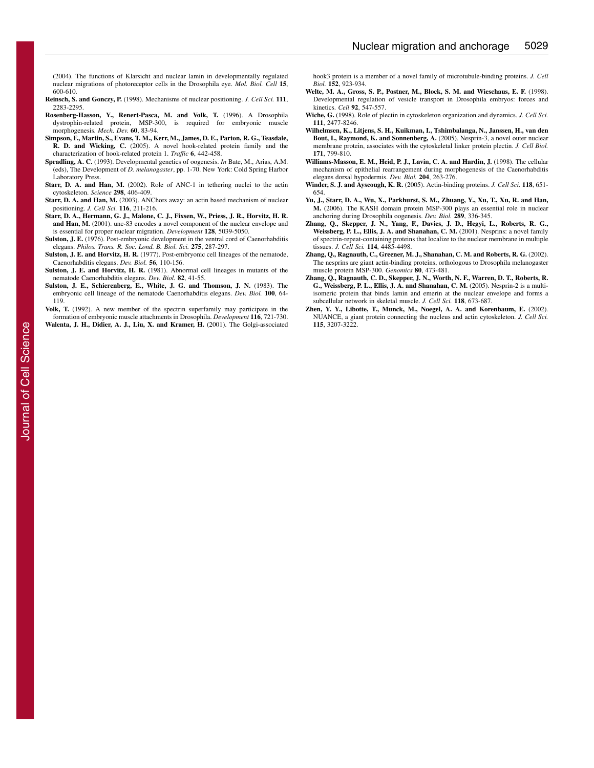(2004). The functions of Klarsicht and nuclear lamin in developmentally regulated nuclear migrations of photoreceptor cells in the Drosophila eye. *Mol. Biol. Cell* **15**, 600-610.

**Reinsch, S. and Gonczy, P.** (1998). Mechanisms of nuclear positioning. *J. Cell Sci.* **111**, 2283-2295.

**Rosenberg-Hasson, Y., Renert-Pasca, M. and Volk, T.** (1996). A Drosophila dystrophin-related protein, MSP-300, is required for embryonic muscle morphogenesis. *Mech. Dev.* **60**, 83-94.

**Simpson, F., Martin, S., Evans, T. M., Kerr, M., James, D. E., Parton, R. G., Teasdale, R. D. and Wicking, C.** (2005). A novel hook-related protein family and the characterization of hook-related protein 1. *Traffic* **6**, 442-458.

**Spradling, A. C.** (1993). Developmental genetics of oogenesis. *In* Bate, M., Arias, A.M. (eds), The Development of *D. melanogaster*, pp. 1-70. New York: Cold Spring Harbor Laboratory Press.

**Starr, D. A. and Han, M.** (2002). Role of ANC-1 in tethering nuclei to the actin cytoskeleton. *Science* **298**, 406-409.

**Starr, D. A. and Han, M.** (2003). ANChors away: an actin based mechanism of nuclear positioning. *J. Cell Sci.* **116**, 211-216.

**Starr, D. A., Hermann, G. J., Malone, C. J., Fixsen, W., Priess, J. R., Horvitz, H. R. and Han, M.** (2001). unc-83 encodes a novel component of the nuclear envelope and is essential for proper nuclear migration. *Development* **128**, 5039-5050.

**Sulston, J. E.** (1976). Post-embryonic development in the ventral cord of Caenorhabditis elegans. *Philos. Trans. R. Soc. Lond. B. Biol. Sci.* **275**, 287-297.

**Sulston, J. E. and Horvitz, H. R.** (1977). Post-embryonic cell lineages of the nematode, Caenorhabditis elegans. *Dev. Biol.* **56**, 110-156.

**Sulston, J. E. and Horvitz, H. R.** (1981). Abnormal cell lineages in mutants of the nematode Caenorhabditis elegans. *Dev. Biol.* **82**, 41-55.

**Sulston, J. E., Schierenberg, E., White, J. G. and Thomson, J. N.** (1983). The embryonic cell lineage of the nematode Caenorhabditis elegans. *Dev. Biol.* **100**, 64-119.

**Volk, T.** (1992). A new member of the spectrin superfamily may participate in the formation of embryonic muscle attachments in Drosophila. *Development* **116**, 721-730.

**Walenta, J. H., Didier, A. J., Liu, X. and Kramer, H.** (2001). The Golgi-associated hook3 protein is a member of a novel family of microtubule-binding proteins. *J. Cell Biol.* **152**, 923-934.

**Welte, M. A., Gross, S. P., Postner, M., Block, S. M. and Wieschaus, E. F.** (1998). Developmental regulation of vesicle transport in Drosophila embryos: forces and kinetics. *Cell* **92**, 547-557.

**Wiche, G.** (1998). Role of plectin in cytoskeleton organization and dynamics. *J. Cell Sci.* **111**, 2477-8246.

**Wilhelmsen, K., Litjens, S. H., Kuikman, I., Tshimbalanga, N., Janssen, H., van den Bout, I., Raymond, K. and Sonnenberg, A.** (2005). Nesprin-3, a novel outer nuclear membrane protein, associates with the cytoskeletal linker protein plectin. *J. Cell Biol.* **171**, 799-810.

**Williams-Masson, E. M., Heid, P. J., Lavin, C. A. and Hardin, J.** (1998). The cellular mechanism of epithelial rearrangement during morphogenesis of the Caenorhabditis elegans dorsal hypodermis. *Dev. Biol.* **204**, 263-276.

**Winder, S. J. and Ayscough, K. R.** (2005). Actin-binding proteins. *J. Cell Sci.* **118**, 651-654.

**Yu, J., Starr, D. A., Wu, X., Parkhurst, S. M., Zhuang, Y., Xu, T., Xu, R. and Han, M.** (2006). The KASH domain protein MSP-300 plays an essential role in nuclear anchoring during Drosophila oogenesis. *Dev. Biol.* **289**, 336-345.

**Zhang, Q., Skepper, J. N., Yang, F., Davies, J. D., Hegyi, L., Roberts, R. G., Weissberg, P. L., Ellis, J. A. and Shanahan, C. M.** (2001). Nesprins: a novel family of spectrin-repeat-containing proteins that localize to the nuclear membrane in multiple tissues. *J. Cell Sci.* **114**, 4485-4498.

**Zhang, Q., Ragnauth, C., Greener, M. J., Shanahan, C. M. and Roberts, R. G.** (2002). The nesprins are giant actin-binding proteins, orthologous to Drosophila melanogaster muscle protein MSP-300. *Genomics* **80**, 473-481.

**Zhang, Q., Ragnauth, C. D., Skepper, J. N., Worth, N. F., Warren, D. T., Roberts, R. G., Weissberg, P. L., Ellis, J. A. and Shanahan, C. M.** (2005). Nesprin-2 is a multi-isomeric protein that binds lamin and emerin at the nuclear envelope and forms a subcellular network in skeletal muscle. *J. Cell Sci.* **118**, 673-687.

**Zhen, Y. Y., Libotte, T., Munck, M., Noegel, A. A. and Korenbaum, E.** (2002). NUANCE, a giant protein connecting the nucleus and actin cytoskeleton. *J. Cell Sci.* **115**, 3207-3222.